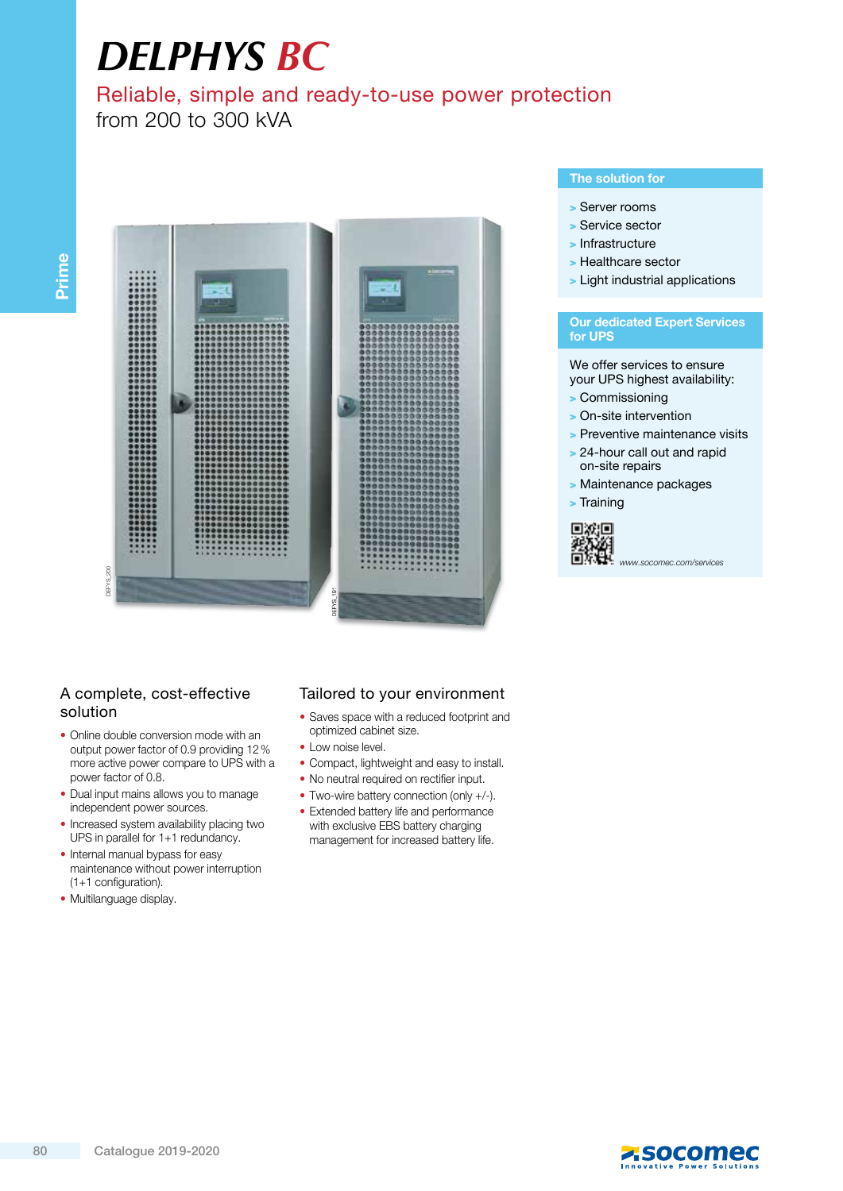# DELPHYS BC

Reliable, simple and ready-to-use power protection
from 200 to 300 kVA

**The solution for**

- Server rooms
- Service sector
- Infrastructure
- Healthcare sector
- Light industrial applications

**Our dedicated Expert Services for UPS**

We offer services to ensure your UPS highest availability:

- Commissioning
- On-site intervention
- Preventive maintenance visits
- 24-hour call out and rapid on-site repairs
- Maintenance packages
- Training

www.socomec.com/services

## A complete, cost-effective solution

- Online double conversion mode with an output power factor of 0.9 providing 12 % more active power compare to UPS with a power factor of 0.8.
- Dual input mains allows you to manage independent power sources.
- Increased system availability placing two UPS in parallel for 1+1 redundancy.
- Internal manual bypass for easy maintenance without power interruption (1+1 configuration).
- Multilanguage display.

## Tailored to your environment

- Saves space with a reduced footprint and optimized cabinet size.
- Low noise level.
- Compact, lightweight and easy to install.
- No neutral required on rectifier input.
- Two-wire battery connection (only +/-).
- Extended battery life and performance with exclusive EBS battery charging management for increased battery life.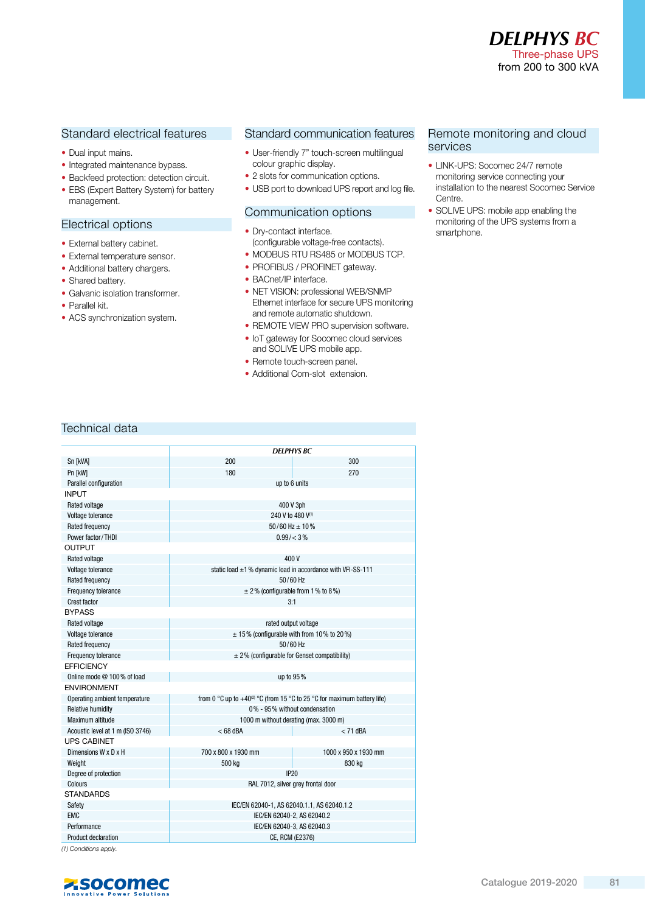# DELPHYS BC

Three-phase UPS
from 200 to 300 kVA

## Standard electrical features

- Dual input mains.
- Integrated maintenance bypass.
- Backfeed protection: detection circuit.
- EBS (Expert Battery System) for battery management.

## Electrical options

- External battery cabinet.
- External temperature sensor.
- Additional battery chargers.
- Shared battery.
- Galvanic isolation transformer.
- Parallel kit.
- ACS synchronization system.

## Standard communication features

- User-friendly 7" touch-screen multilingual colour graphic display.
- 2 slots for communication options.
- USB port to download UPS report and log file.

## Communication options

- Dry-contact interface. (configurable voltage-free contacts).
- MODBUS RTU RS485 or MODBUS TCP.
- PROFIBUS / PROFINET gateway.
- BACnet/IP interface.
- NET VISION: professional WEB/SNMP Ethernet interface for secure UPS monitoring and remote automatic shutdown.
- REMOTE VIEW PRO supervision software.
- IoT gateway for Socomec cloud services and SOLIVE UPS mobile app.
- Remote touch-screen panel.
- Additional Com-slot extension.

## Remote monitoring and cloud services

- LINK-UPS: Socomec 24/7 remote monitoring service connecting your installation to the nearest Socomec Service Centre.
- SOLIVE UPS: mobile app enabling the monitoring of the UPS systems from a smartphone.

## Technical data

| | *DELPHYS BC* | |
|---|---|---|
| Sn [kVA] | 200 | 300 |
| Pn [kW] | 180 | 270 |
| Parallel configuration | up to 6 units | |
| **INPUT** | | |
| Rated voltage | 400 V 3ph | |
| Voltage tolerance | 240 V to 480 V(1) | |
| Rated frequency | 50/60 Hz ± 10% | |
| Power factor/THDI | 0.99/< 3% | |
| **OUTPUT** | | |
| Rated voltage | 400 V | |
| Voltage tolerance | static load ±1% dynamic load in accordance with VFI-SS-111 | |
| Rated frequency | 50/60 Hz | |
| Frequency tolerance | ± 2% (configurable from 1% to 8%) | |
| Crest factor | 3:1 | |
| **BYPASS** | | |
| Rated voltage | rated output voltage | |
| Voltage tolerance | ± 15% (configurable with from 10% to 20%) | |
| Rated frequency | 50/60 Hz | |
| Frequency tolerance | ± 2% (configurable for Genset compatibility) | |
| **EFFICIENCY** | | |
| Online mode @ 100% of load | up to 95% | |
| **ENVIRONMENT** | | |
| Operating ambient temperature | from 0 °C up to +40(2) °C (from 15 °C to 25 °C for maximum battery life) | |
| Relative humidity | 0% - 95% without condensation | |
| Maximum altitude | 1000 m without derating (max. 3000 m) | |
| Acoustic level at 1 m (ISO 3746) | < 68 dBA | < 71 dBA |
| **UPS CABINET** | | |
| Dimensions W x D x H | 700 x 800 x 1930 mm | 1000 x 950 x 1930 mm |
| Weight | 500 kg | 830 kg |
| Degree of protection | IP20 | |
| Colours | RAL 7012, silver grey frontal door | |
| **STANDARDS** | | |
| Safety | IEC/EN 62040-1, AS 62040.1.1, AS 62040.1.2 | |
| EMC | IEC/EN 62040-2, AS 62040.2 | |
| Performance | IEC/EN 62040-3, AS 62040.3 | |
| Product declaration | CE, RCM (E2376) | |

*(1) Conditions apply.*